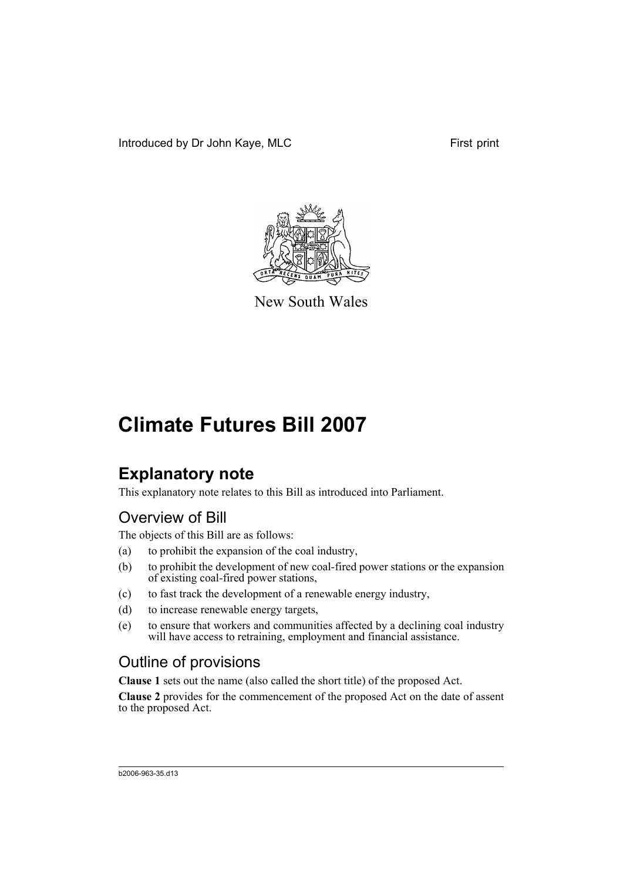Introduced by Dr John Kaye, MLC

First print

New South Wales

# Climate Futures Bill 2007

## Explanatory note

This explanatory note relates to this Bill as introduced into Parliament.

### Overview of Bill

The objects of this Bill are as follows:

(a) to prohibit the expansion of the coal industry,

(b) to prohibit the development of new coal-fired power stations or the expansion of existing coal-fired power stations,

(c) to fast track the development of a renewable energy industry,

(d) to increase renewable energy targets,

(e) to ensure that workers and communities affected by a declining coal industry will have access to retraining, employment and financial assistance.

### Outline of provisions

**Clause 1** sets out the name (also called the short title) of the proposed Act.

**Clause 2** provides for the commencement of the proposed Act on the date of assent to the proposed Act.

b2006-963-35.d13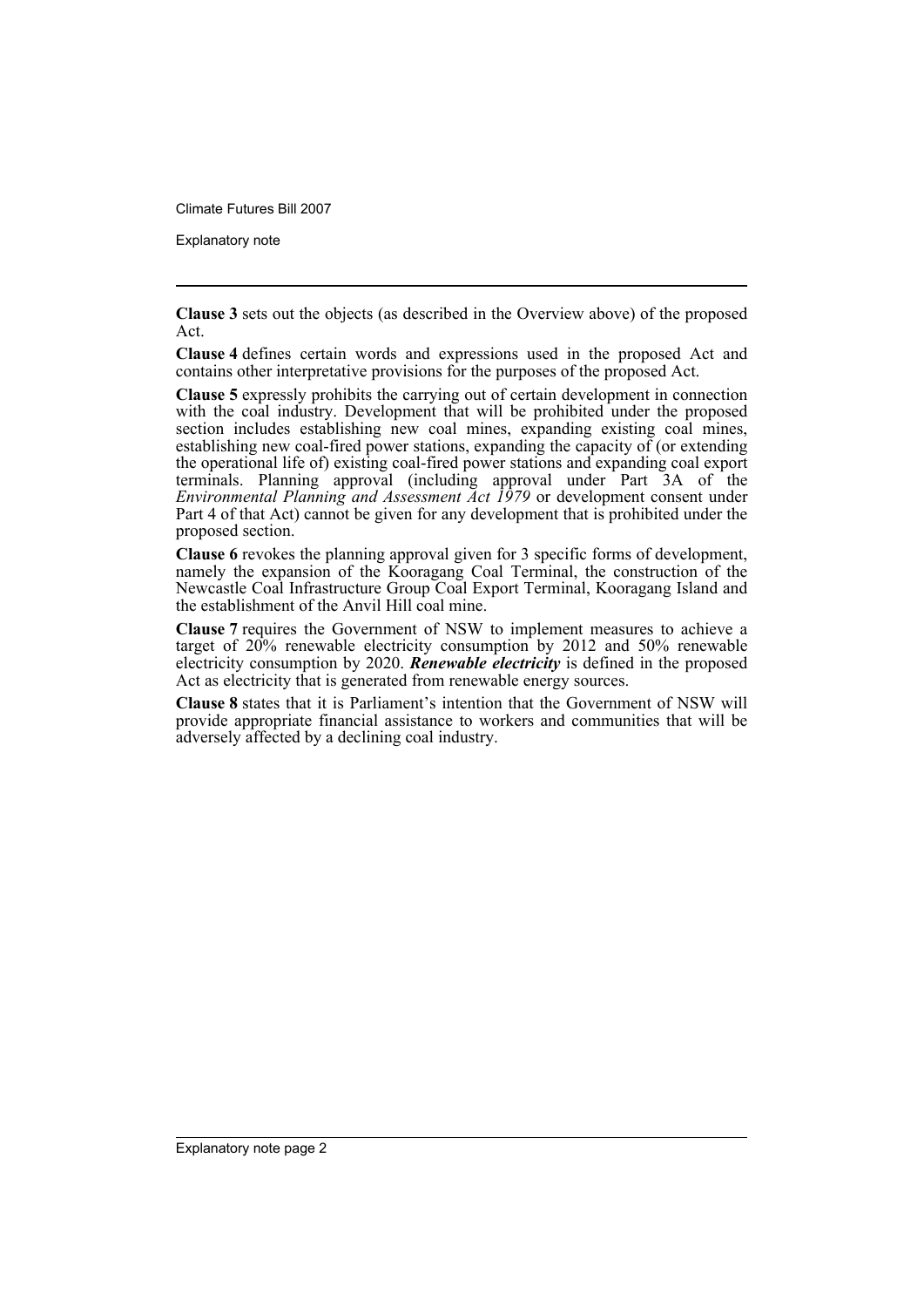**Clause 3** sets out the objects (as described in the Overview above) of the proposed Act.

**Clause 4** defines certain words and expressions used in the proposed Act and contains other interpretative provisions for the purposes of the proposed Act.

**Clause 5** expressly prohibits the carrying out of certain development in connection with the coal industry. Development that will be prohibited under the proposed section includes establishing new coal mines, expanding existing coal mines, establishing new coal-fired power stations, expanding the capacity of (or extending the operational life of) existing coal-fired power stations and expanding coal export terminals. Planning approval (including approval under Part 3A of the *Environmental Planning and Assessment Act 1979* or development consent under Part 4 of that Act) cannot be given for any development that is prohibited under the proposed section.

**Clause 6** revokes the planning approval given for 3 specific forms of development, namely the expansion of the Kooragang Coal Terminal, the construction of the Newcastle Coal Infrastructure Group Coal Export Terminal, Kooragang Island and the establishment of the Anvil Hill coal mine.

**Clause 7** requires the Government of NSW to implement measures to achieve a target of 20% renewable electricity consumption by 2012 and 50% renewable electricity consumption by 2020. ***Renewable electricity*** is defined in the proposed Act as electricity that is generated from renewable energy sources.

**Clause 8** states that it is Parliament's intention that the Government of NSW will provide appropriate financial assistance to workers and communities that will be adversely affected by a declining coal industry.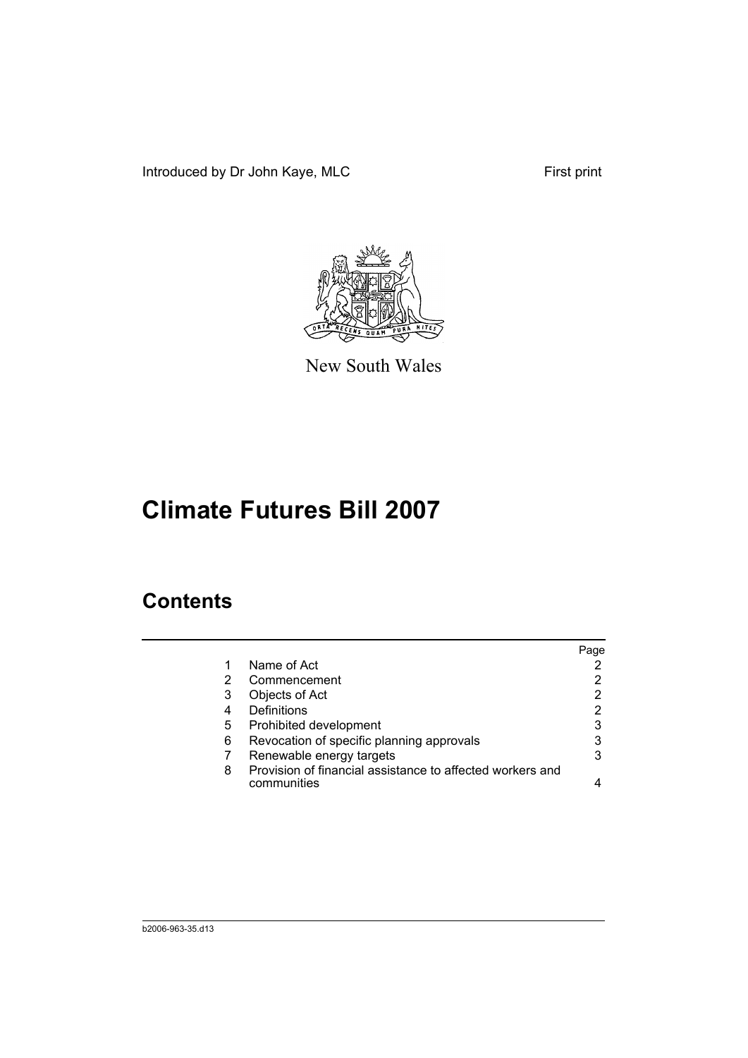Introduced by Dr John Kaye, MLC First print

New South Wales

# Climate Futures Bill 2007

## Contents

| | | Page |
|---|---|---|
| 1 | Name of Act | 2 |
| 2 | Commencement | 2 |
| 3 | Objects of Act | 2 |
| 4 | Definitions | 2 |
| 5 | Prohibited development | 3 |
| 6 | Revocation of specific planning approvals | 3 |
| 7 | Renewable energy targets | 3 |
| 8 | Provision of financial assistance to affected workers and communities | 4 |

b2006-963-35.d13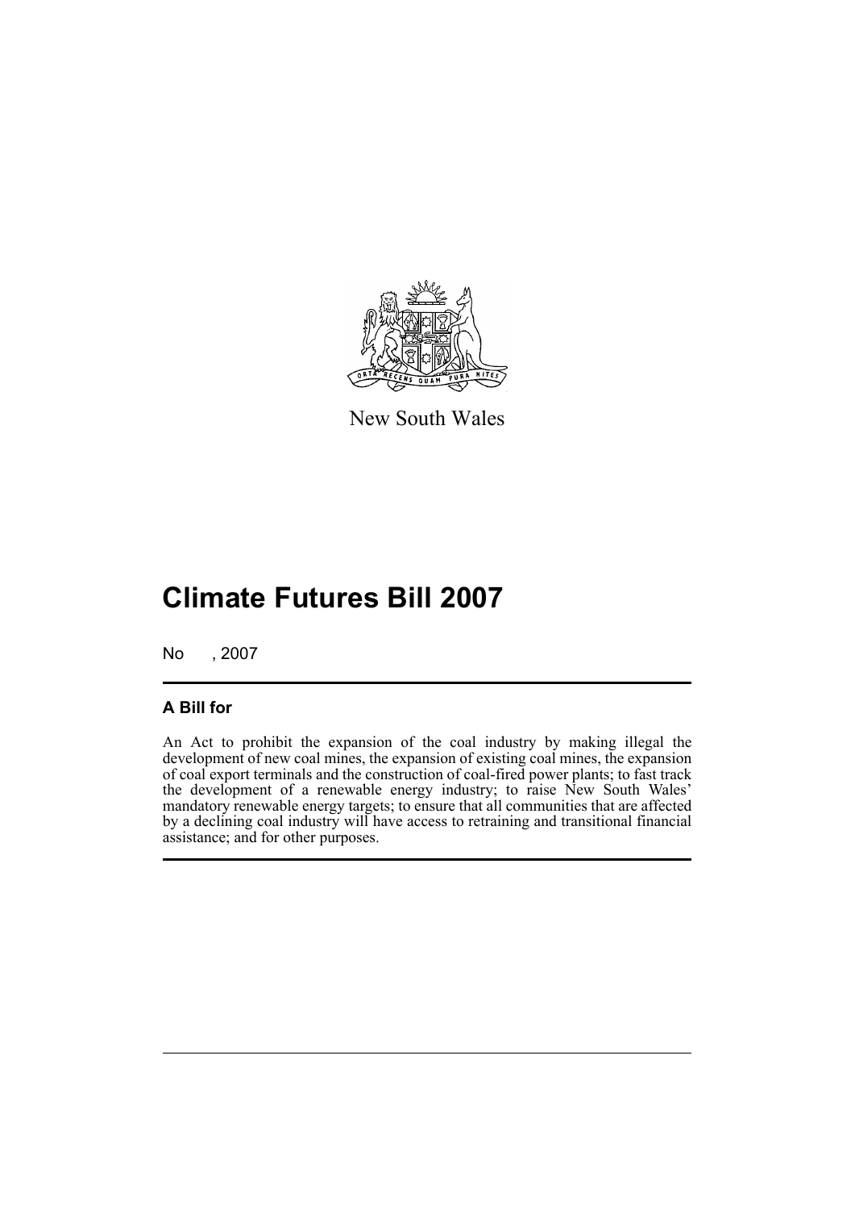New South Wales

# Climate Futures Bill 2007

No , 2007

## A Bill for

An Act to prohibit the expansion of the coal industry by making illegal the development of new coal mines, the expansion of existing coal mines, the expansion of coal export terminals and the construction of coal-fired power plants; to fast track the development of a renewable energy industry; to raise New South Wales' mandatory renewable energy targets; to ensure that all communities that are affected by a declining coal industry will have access to retraining and transitional financial assistance; and for other purposes.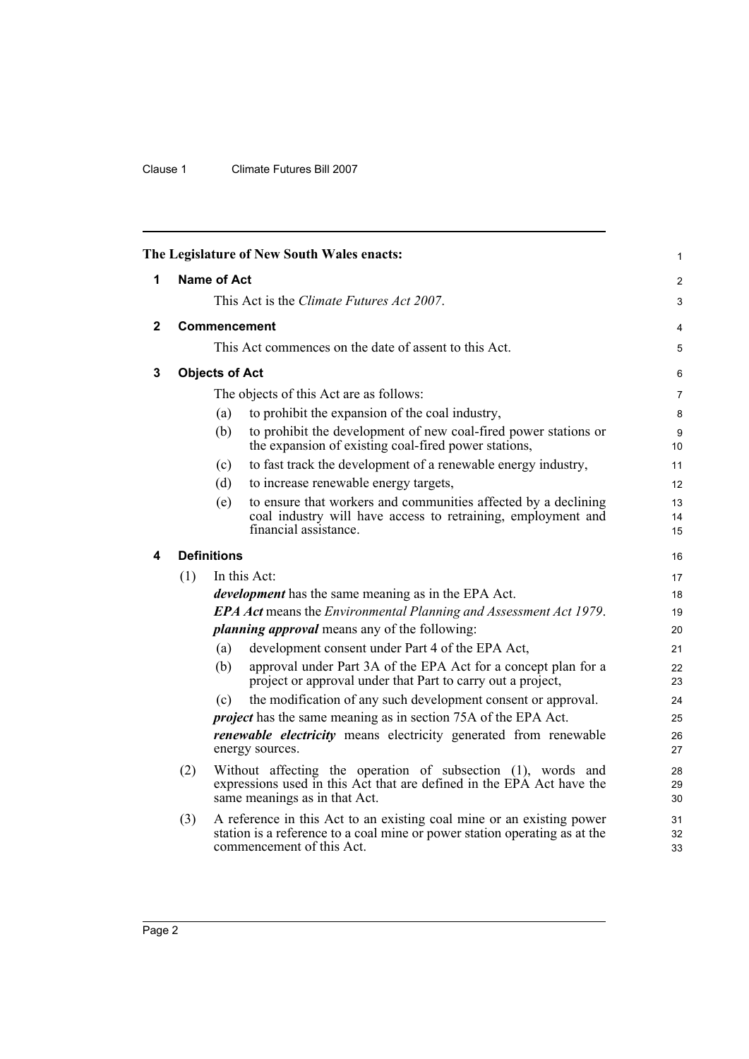The Legislature of New South Wales enacts:

## 1 Name of Act

This Act is the *Climate Futures Act 2007*.

## 2 Commencement

This Act commences on the date of assent to this Act.

## 3 Objects of Act

The objects of this Act are as follows:

(a) to prohibit the expansion of the coal industry,

(b) to prohibit the development of new coal-fired power stations or the expansion of existing coal-fired power stations,

(c) to fast track the development of a renewable energy industry,

(d) to increase renewable energy targets,

(e) to ensure that workers and communities affected by a declining coal industry will have access to retraining, employment and financial assistance.

## 4 Definitions

(1) In this Act:

***development*** has the same meaning as in the EPA Act.

***EPA Act*** means the *Environmental Planning and Assessment Act 1979*.

***planning approval*** means any of the following:

(a) development consent under Part 4 of the EPA Act,

(b) approval under Part 3A of the EPA Act for a concept plan for a project or approval under that Part to carry out a project,

(c) the modification of any such development consent or approval.

***project*** has the same meaning as in section 75A of the EPA Act.

***renewable electricity*** means electricity generated from renewable energy sources.

(2) Without affecting the operation of subsection (1), words and expressions used in this Act that are defined in the EPA Act have the same meanings as in that Act.

(3) A reference in this Act to an existing coal mine or an existing power station is a reference to a coal mine or power station operating as at the commencement of this Act.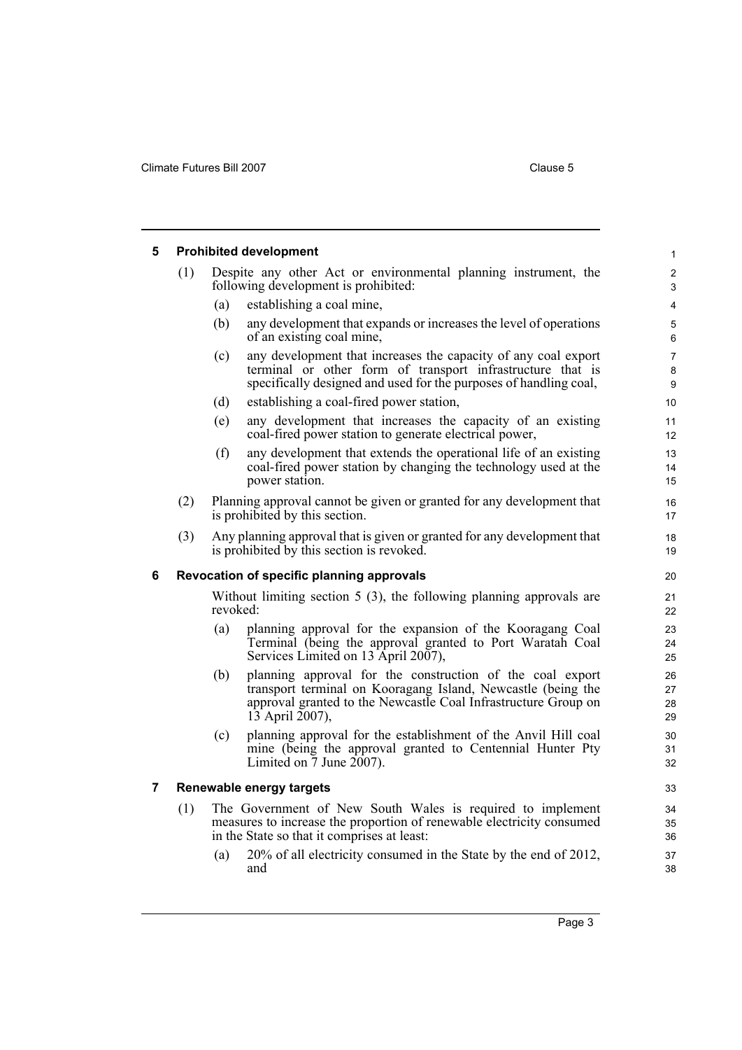## 5 Prohibited development

(1) Despite any other Act or environmental planning instrument, the following development is prohibited:

(a) establishing a coal mine,

(b) any development that expands or increases the level of operations of an existing coal mine,

(c) any development that increases the capacity of any coal export terminal or other form of transport infrastructure that is specifically designed and used for the purposes of handling coal,

(d) establishing a coal-fired power station,

(e) any development that increases the capacity of an existing coal-fired power station to generate electrical power,

(f) any development that extends the operational life of an existing coal-fired power station by changing the technology used at the power station.

(2) Planning approval cannot be given or granted for any development that is prohibited by this section.

(3) Any planning approval that is given or granted for any development that is prohibited by this section is revoked.

## 6 Revocation of specific planning approvals

Without limiting section 5 (3), the following planning approvals are revoked:

(a) planning approval for the expansion of the Kooragang Coal Terminal (being the approval granted to Port Waratah Coal Services Limited on 13 April 2007),

(b) planning approval for the construction of the coal export transport terminal on Kooragang Island, Newcastle (being the approval granted to the Newcastle Coal Infrastructure Group on 13 April 2007),

(c) planning approval for the establishment of the Anvil Hill coal mine (being the approval granted to Centennial Hunter Pty Limited on 7 June 2007).

## 7 Renewable energy targets

(1) The Government of New South Wales is required to implement measures to increase the proportion of renewable electricity consumed in the State so that it comprises at least:

(a) 20% of all electricity consumed in the State by the end of 2012, and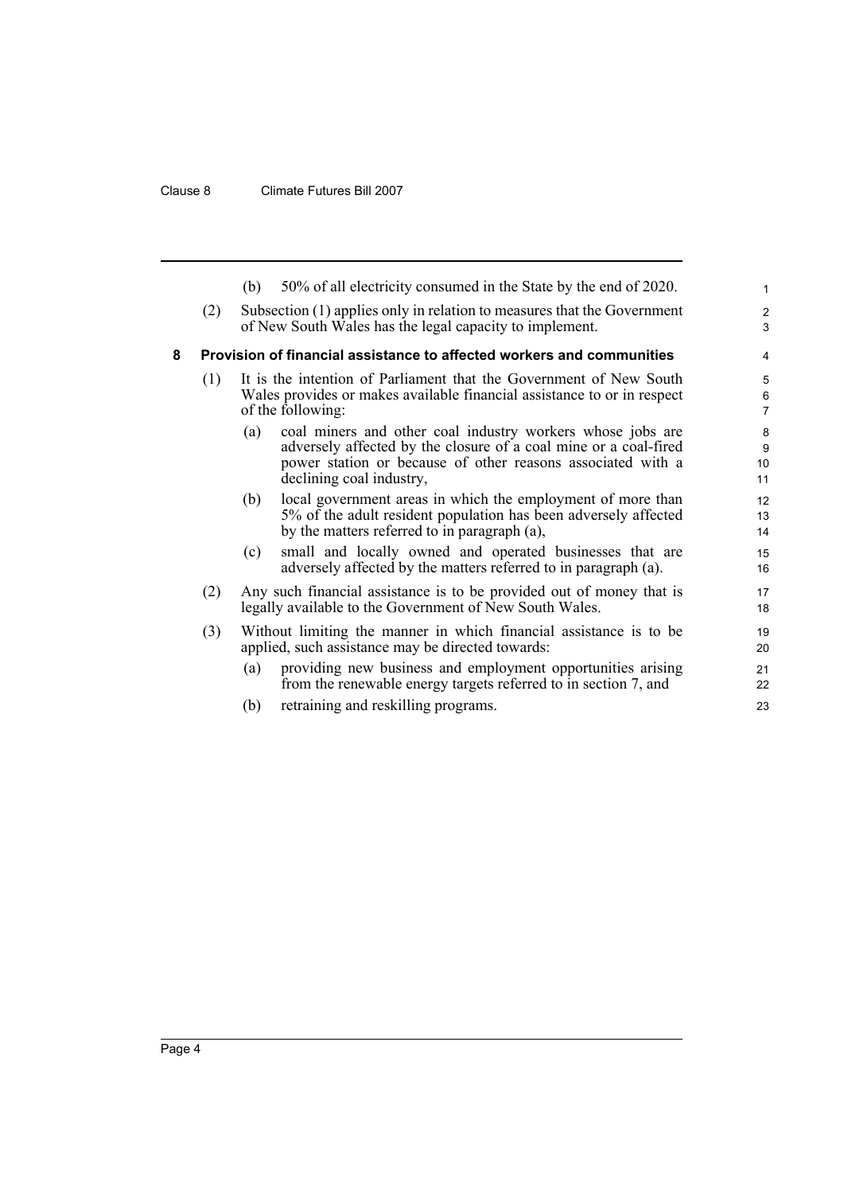(b) 50% of all electricity consumed in the State by the end of 2020.

(2) Subsection (1) applies only in relation to measures that the Government of New South Wales has the legal capacity to implement.

**8 Provision of financial assistance to affected workers and communities**

(1) It is the intention of Parliament that the Government of New South Wales provides or makes available financial assistance to or in respect of the following:

(a) coal miners and other coal industry workers whose jobs are adversely affected by the closure of a coal mine or a coal-fired power station or because of other reasons associated with a declining coal industry,

(b) local government areas in which the employment of more than 5% of the adult resident population has been adversely affected by the matters referred to in paragraph (a),

(c) small and locally owned and operated businesses that are adversely affected by the matters referred to in paragraph (a).

(2) Any such financial assistance is to be provided out of money that is legally available to the Government of New South Wales.

(3) Without limiting the manner in which financial assistance is to be applied, such assistance may be directed towards:

(a) providing new business and employment opportunities arising from the renewable energy targets referred to in section 7, and

(b) retraining and reskilling programs.